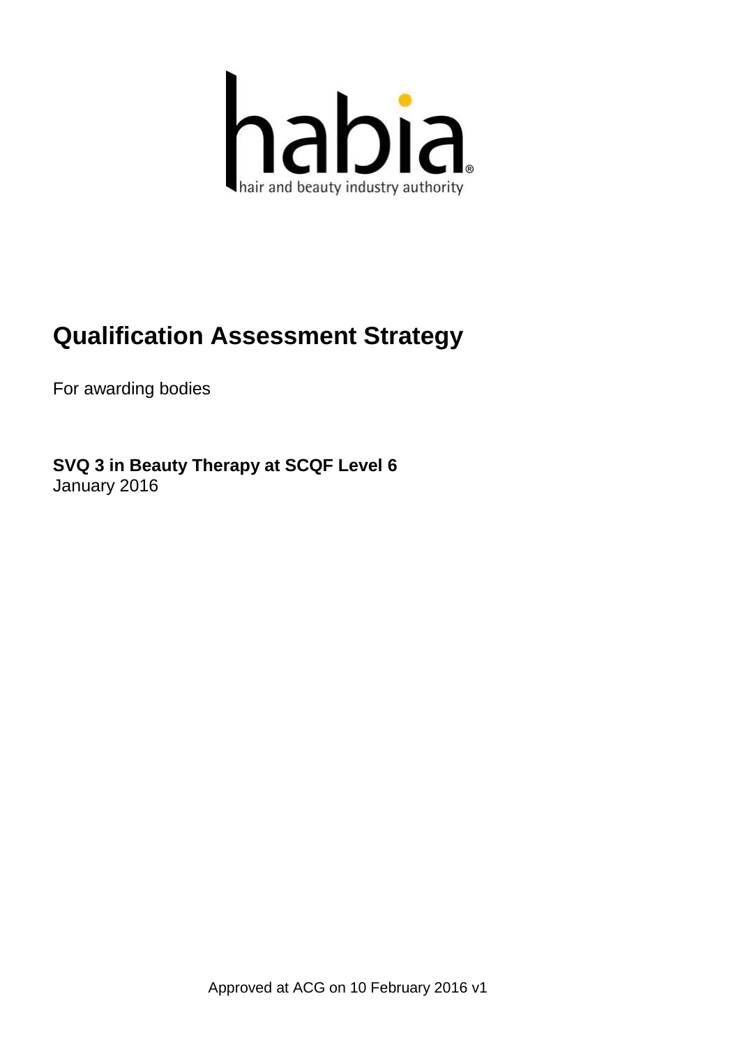habia

hair and beauty industry authority

# Qualification Assessment Strategy

For awarding bodies

**SVQ 3 in Beauty Therapy at SCQF Level 6**
January 2016

Approved at ACG on 10 February 2016 v1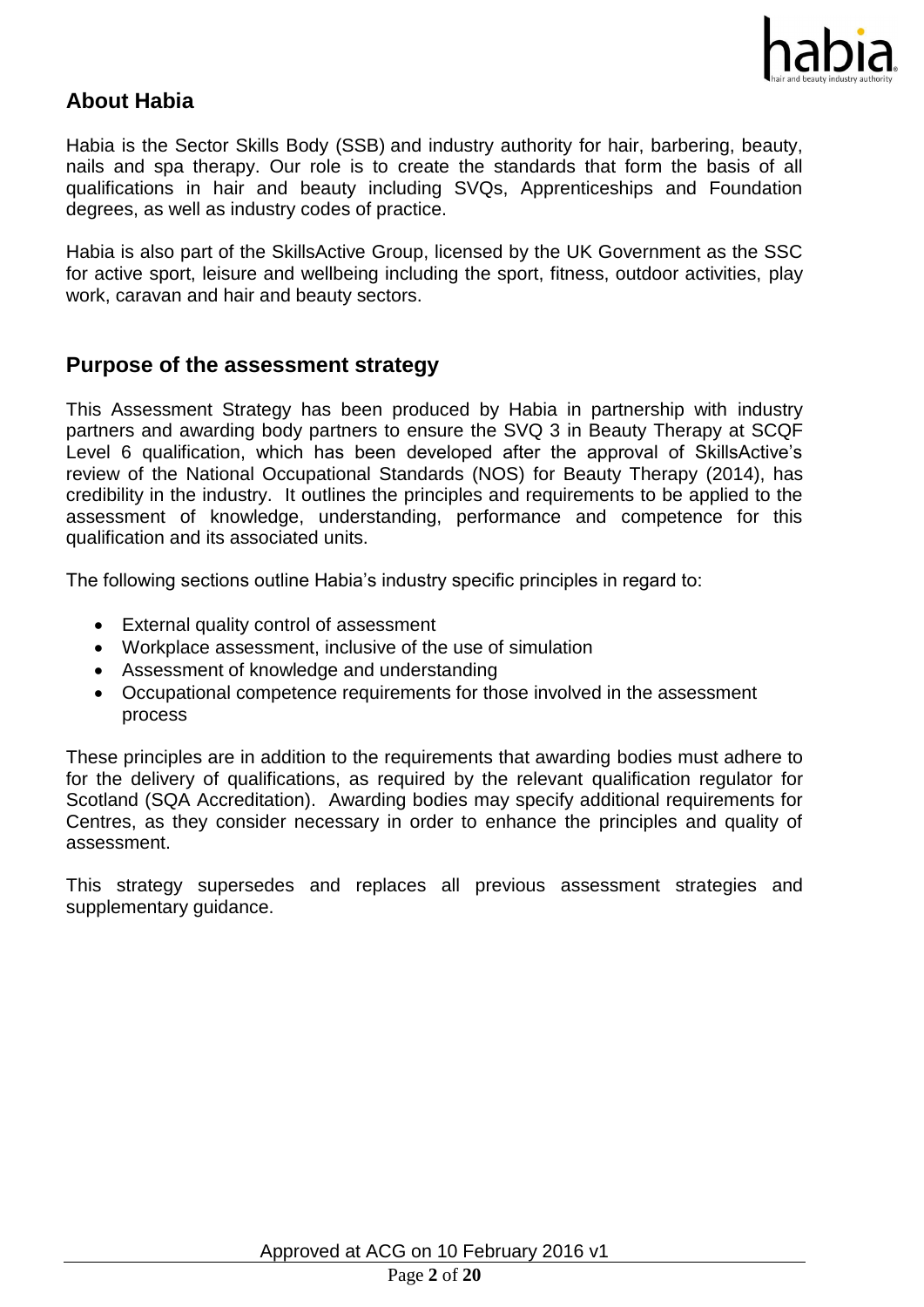## About Habia

Habia is the Sector Skills Body (SSB) and industry authority for hair, barbering, beauty, nails and spa therapy. Our role is to create the standards that form the basis of all qualifications in hair and beauty including SVQs, Apprenticeships and Foundation degrees, as well as industry codes of practice.

Habia is also part of the SkillsActive Group, licensed by the UK Government as the SSC for active sport, leisure and wellbeing including the sport, fitness, outdoor activities, play work, caravan and hair and beauty sectors.

## Purpose of the assessment strategy

This Assessment Strategy has been produced by Habia in partnership with industry partners and awarding body partners to ensure the SVQ 3 in Beauty Therapy at SCQF Level 6 qualification, which has been developed after the approval of SkillsActive's review of the National Occupational Standards (NOS) for Beauty Therapy (2014), has credibility in the industry. It outlines the principles and requirements to be applied to the assessment of knowledge, understanding, performance and competence for this qualification and its associated units.

The following sections outline Habia's industry specific principles in regard to:

- External quality control of assessment
- Workplace assessment, inclusive of the use of simulation
- Assessment of knowledge and understanding
- Occupational competence requirements for those involved in the assessment process

These principles are in addition to the requirements that awarding bodies must adhere to for the delivery of qualifications, as required by the relevant qualification regulator for Scotland (SQA Accreditation). Awarding bodies may specify additional requirements for Centres, as they consider necessary in order to enhance the principles and quality of assessment.

This strategy supersedes and replaces all previous assessment strategies and supplementary guidance.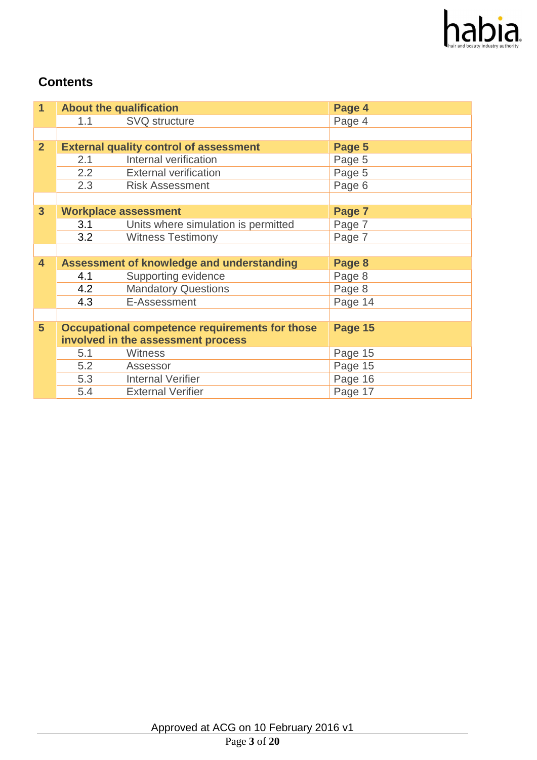## Contents

| | | | |
|---|---|---|---|
| **1** | **About the qualification** | | **Page 4** |
| | 1.1 | SVQ structure | Page 4 |
| | | | |
| **2** | **External quality control of assessment** | | **Page 5** |
| | 2.1 | Internal verification | Page 5 |
| | 2.2 | External verification | Page 5 |
| | 2.3 | Risk Assessment | Page 6 |
| | | | |
| **3** | **Workplace assessment** | | **Page 7** |
| | 3.1 | Units where simulation is permitted | Page 7 |
| | 3.2 | Witness Testimony | Page 7 |
| | | | |
| **4** | **Assessment of knowledge and understanding** | | **Page 8** |
| | 4.1 | Supporting evidence | Page 8 |
| | 4.2 | Mandatory Questions | Page 8 |
| | 4.3 | E-Assessment | Page 14 |
| | | | |
| **5** | **Occupational competence requirements for those involved in the assessment process** | | **Page 15** |
| | 5.1 | Witness | Page 15 |
| | 5.2 | Assessor | Page 15 |
| | 5.3 | Internal Verifier | Page 16 |
| | 5.4 | External Verifier | Page 17 |

Approved at ACG on 10 February 2016 v1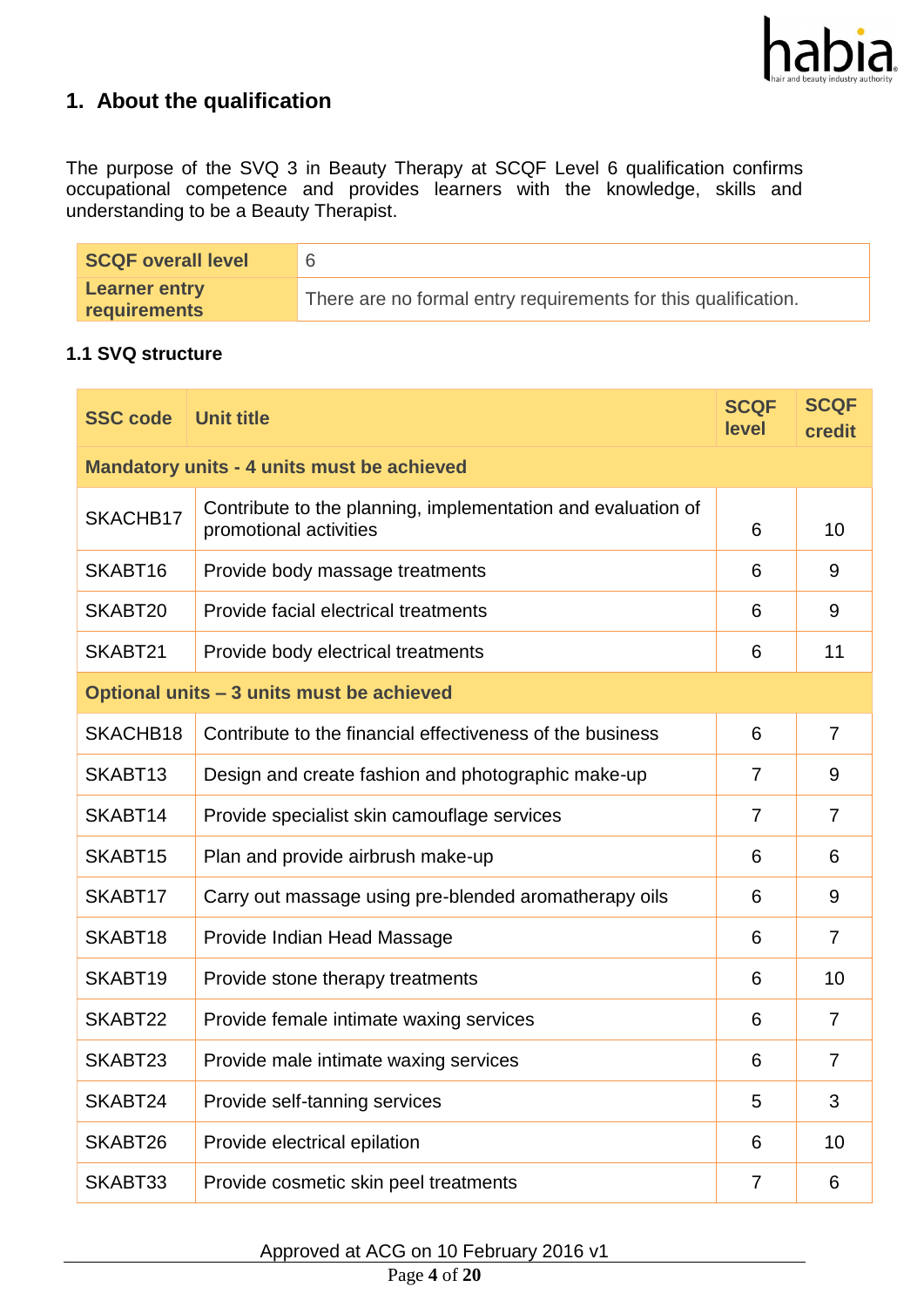## 1. About the qualification

The purpose of the SVQ 3 in Beauty Therapy at SCQF Level 6 qualification confirms occupational competence and provides learners with the knowledge, skills and understanding to be a Beauty Therapist.

| SCQF overall level | 6 |
|---|---|
| Learner entry requirements | There are no formal entry requirements for this qualification. |

### 1.1 SVQ structure

| SSC code | Unit title | SCQF level | SCQF credit |
|---|---|---|---|
| **Mandatory units - 4 units must be achieved** | | | |
| SKACHB17 | Contribute to the planning, implementation and evaluation of promotional activities | 6 | 10 |
| SKABT16 | Provide body massage treatments | 6 | 9 |
| SKABT20 | Provide facial electrical treatments | 6 | 9 |
| SKABT21 | Provide body electrical treatments | 6 | 11 |
| **Optional units – 3 units must be achieved** | | | |
| SKACHB18 | Contribute to the financial effectiveness of the business | 6 | 7 |
| SKABT13 | Design and create fashion and photographic make-up | 7 | 9 |
| SKABT14 | Provide specialist skin camouflage services | 7 | 7 |
| SKABT15 | Plan and provide airbrush make-up | 6 | 6 |
| SKABT17 | Carry out massage using pre-blended aromatherapy oils | 6 | 9 |
| SKABT18 | Provide Indian Head Massage | 6 | 7 |
| SKABT19 | Provide stone therapy treatments | 6 | 10 |
| SKABT22 | Provide female intimate waxing services | 6 | 7 |
| SKABT23 | Provide male intimate waxing services | 6 | 7 |
| SKABT24 | Provide self-tanning services | 5 | 3 |
| SKABT26 | Provide electrical epilation | 6 | 10 |
| SKABT33 | Provide cosmetic skin peel treatments | 7 | 6 |

Approved at ACG on 10 February 2016 v1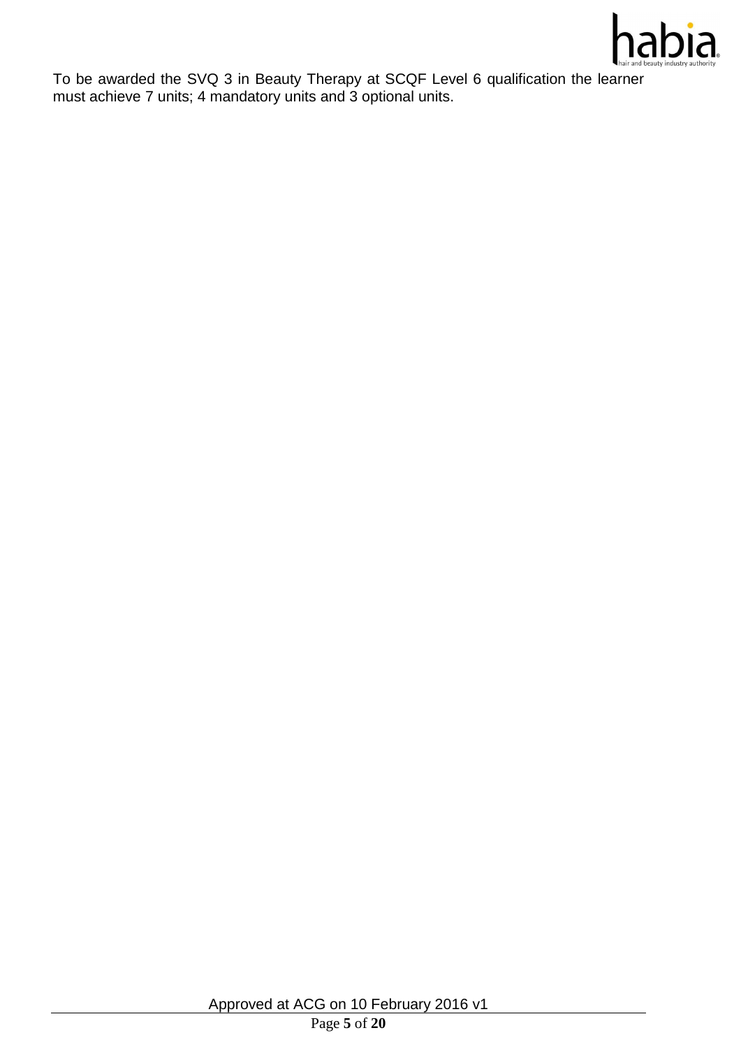To be awarded the SVQ 3 in Beauty Therapy at SCQF Level 6 qualification the learner must achieve 7 units; 4 mandatory units and 3 optional units.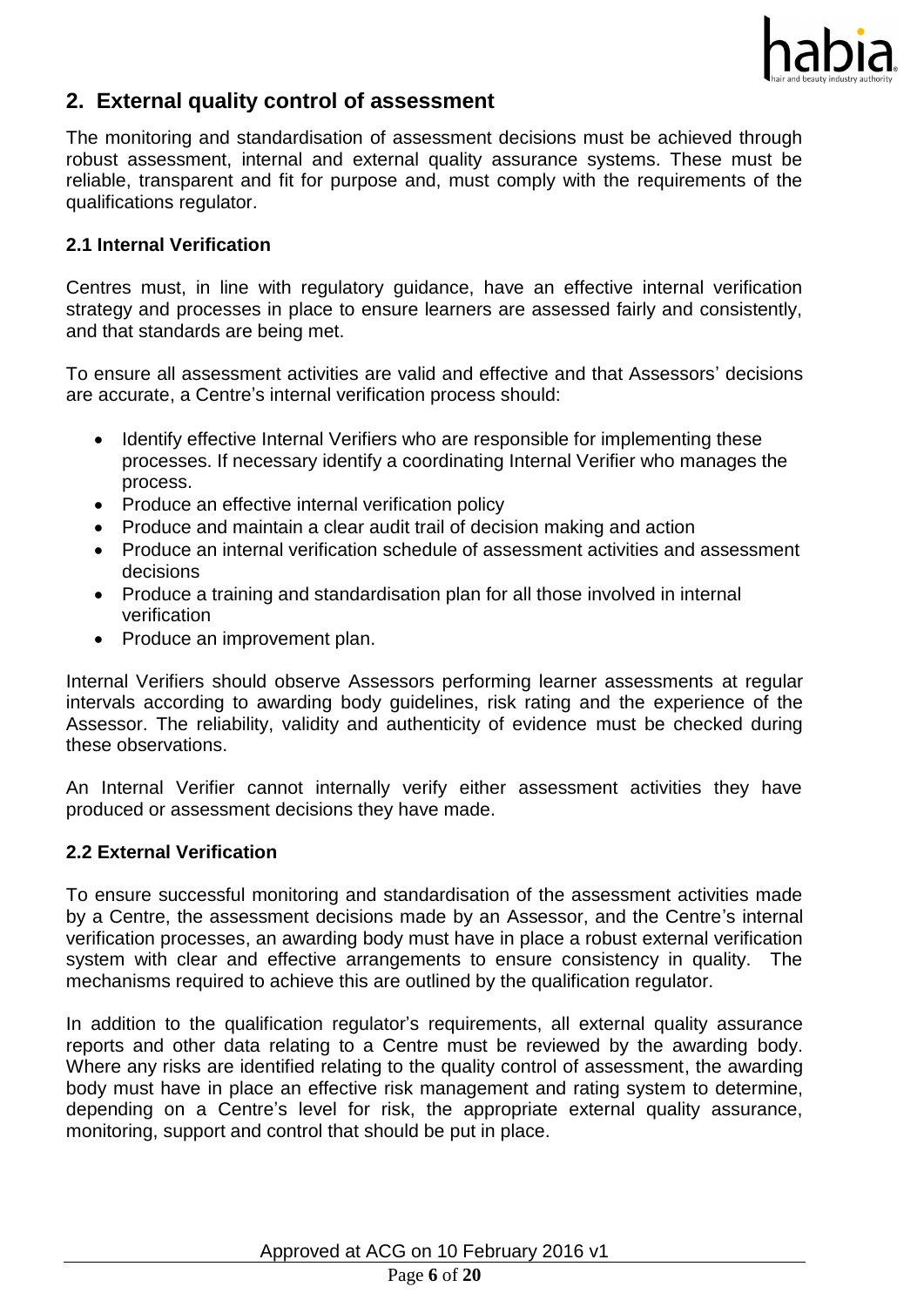## 2. External quality control of assessment

The monitoring and standardisation of assessment decisions must be achieved through robust assessment, internal and external quality assurance systems. These must be reliable, transparent and fit for purpose and, must comply with the requirements of the qualifications regulator.

### 2.1 Internal Verification

Centres must, in line with regulatory guidance, have an effective internal verification strategy and processes in place to ensure learners are assessed fairly and consistently, and that standards are being met.

To ensure all assessment activities are valid and effective and that Assessors' decisions are accurate, a Centre's internal verification process should:

- Identify effective Internal Verifiers who are responsible for implementing these processes. If necessary identify a coordinating Internal Verifier who manages the process.
- Produce an effective internal verification policy
- Produce and maintain a clear audit trail of decision making and action
- Produce an internal verification schedule of assessment activities and assessment decisions
- Produce a training and standardisation plan for all those involved in internal verification
- Produce an improvement plan.

Internal Verifiers should observe Assessors performing learner assessments at regular intervals according to awarding body guidelines, risk rating and the experience of the Assessor. The reliability, validity and authenticity of evidence must be checked during these observations.

An Internal Verifier cannot internally verify either assessment activities they have produced or assessment decisions they have made.

### 2.2 External Verification

To ensure successful monitoring and standardisation of the assessment activities made by a Centre, the assessment decisions made by an Assessor, and the Centre's internal verification processes, an awarding body must have in place a robust external verification system with clear and effective arrangements to ensure consistency in quality. The mechanisms required to achieve this are outlined by the qualification regulator.

In addition to the qualification regulator's requirements, all external quality assurance reports and other data relating to a Centre must be reviewed by the awarding body. Where any risks are identified relating to the quality control of assessment, the awarding body must have in place an effective risk management and rating system to determine, depending on a Centre's level for risk, the appropriate external quality assurance, monitoring, support and control that should be put in place.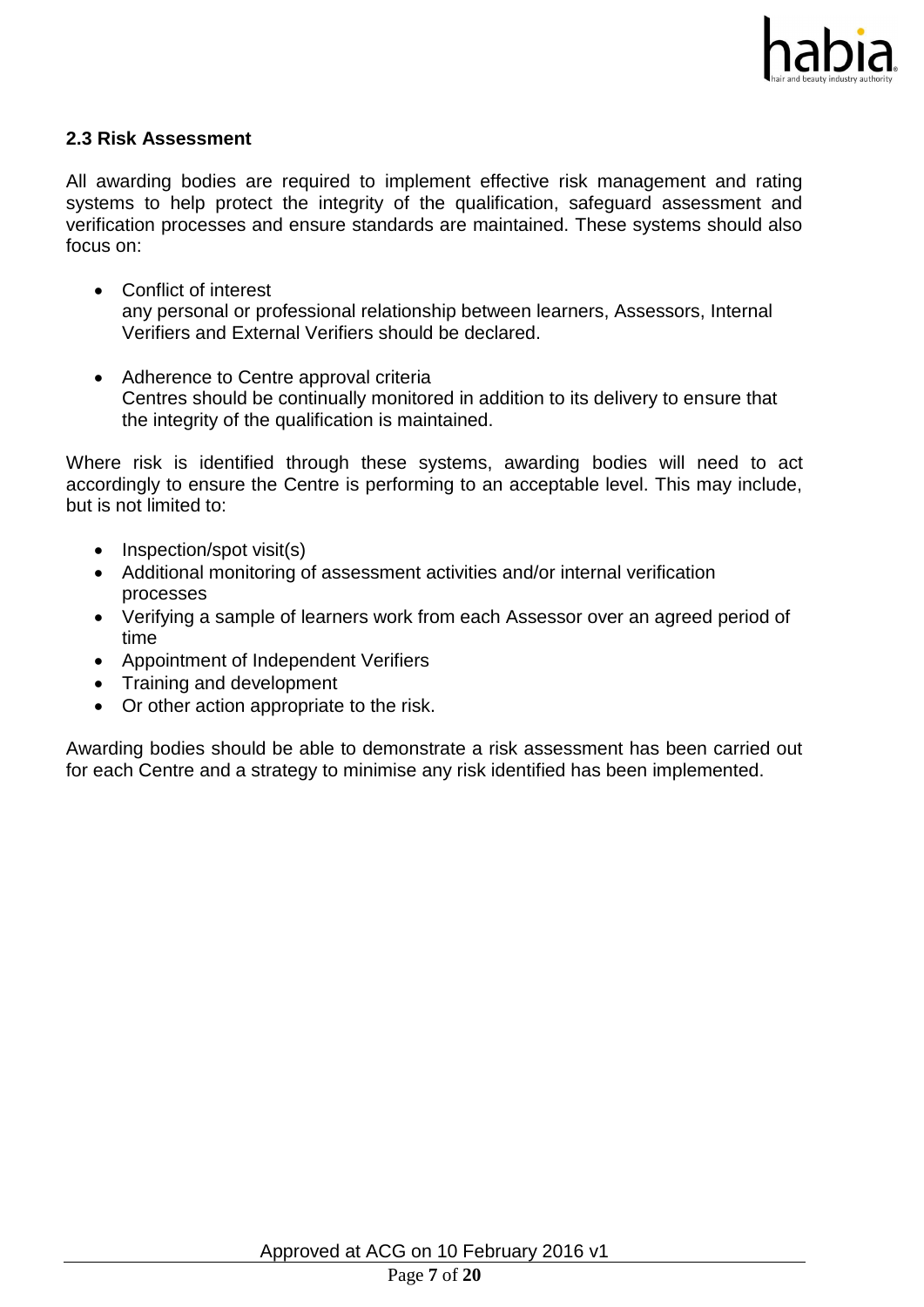### 2.3 Risk Assessment

All awarding bodies are required to implement effective risk management and rating systems to help protect the integrity of the qualification, safeguard assessment and verification processes and ensure standards are maintained. These systems should also focus on:

- Conflict of interest
  any personal or professional relationship between learners, Assessors, Internal Verifiers and External Verifiers should be declared.

- Adherence to Centre approval criteria
  Centres should be continually monitored in addition to its delivery to ensure that the integrity of the qualification is maintained.

Where risk is identified through these systems, awarding bodies will need to act accordingly to ensure the Centre is performing to an acceptable level. This may include, but is not limited to:

- Inspection/spot visit(s)
- Additional monitoring of assessment activities and/or internal verification processes
- Verifying a sample of learners work from each Assessor over an agreed period of time
- Appointment of Independent Verifiers
- Training and development
- Or other action appropriate to the risk.

Awarding bodies should be able to demonstrate a risk assessment has been carried out for each Centre and a strategy to minimise any risk identified has been implemented.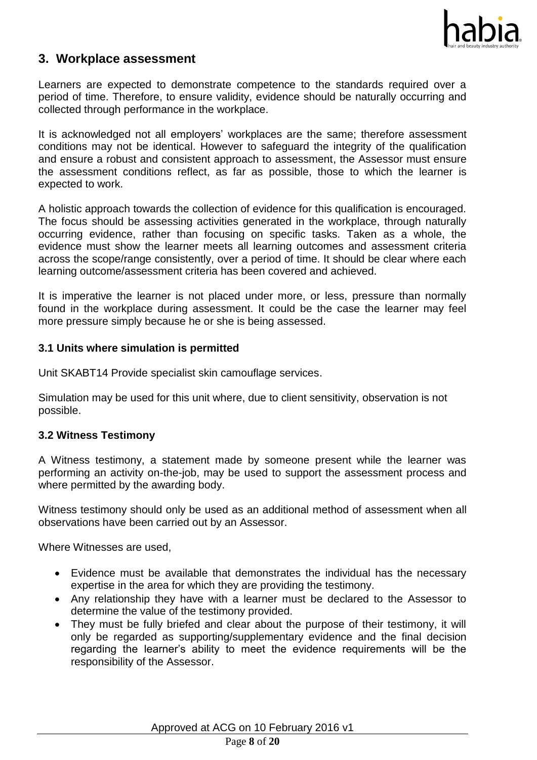## 3. Workplace assessment

Learners are expected to demonstrate competence to the standards required over a period of time. Therefore, to ensure validity, evidence should be naturally occurring and collected through performance in the workplace.

It is acknowledged not all employers' workplaces are the same; therefore assessment conditions may not be identical. However to safeguard the integrity of the qualification and ensure a robust and consistent approach to assessment, the Assessor must ensure the assessment conditions reflect, as far as possible, those to which the learner is expected to work.

A holistic approach towards the collection of evidence for this qualification is encouraged. The focus should be assessing activities generated in the workplace, through naturally occurring evidence, rather than focusing on specific tasks. Taken as a whole, the evidence must show the learner meets all learning outcomes and assessment criteria across the scope/range consistently, over a period of time. It should be clear where each learning outcome/assessment criteria has been covered and achieved.

It is imperative the learner is not placed under more, or less, pressure than normally found in the workplace during assessment. It could be the case the learner may feel more pressure simply because he or she is being assessed.

### 3.1 Units where simulation is permitted

Unit SKABT14 Provide specialist skin camouflage services.

Simulation may be used for this unit where, due to client sensitivity, observation is not possible.

### 3.2 Witness Testimony

A Witness testimony, a statement made by someone present while the learner was performing an activity on-the-job, may be used to support the assessment process and where permitted by the awarding body.

Witness testimony should only be used as an additional method of assessment when all observations have been carried out by an Assessor.

Where Witnesses are used,

- Evidence must be available that demonstrates the individual has the necessary expertise in the area for which they are providing the testimony.
- Any relationship they have with a learner must be declared to the Assessor to determine the value of the testimony provided.
- They must be fully briefed and clear about the purpose of their testimony, it will only be regarded as supporting/supplementary evidence and the final decision regarding the learner's ability to meet the evidence requirements will be the responsibility of the Assessor.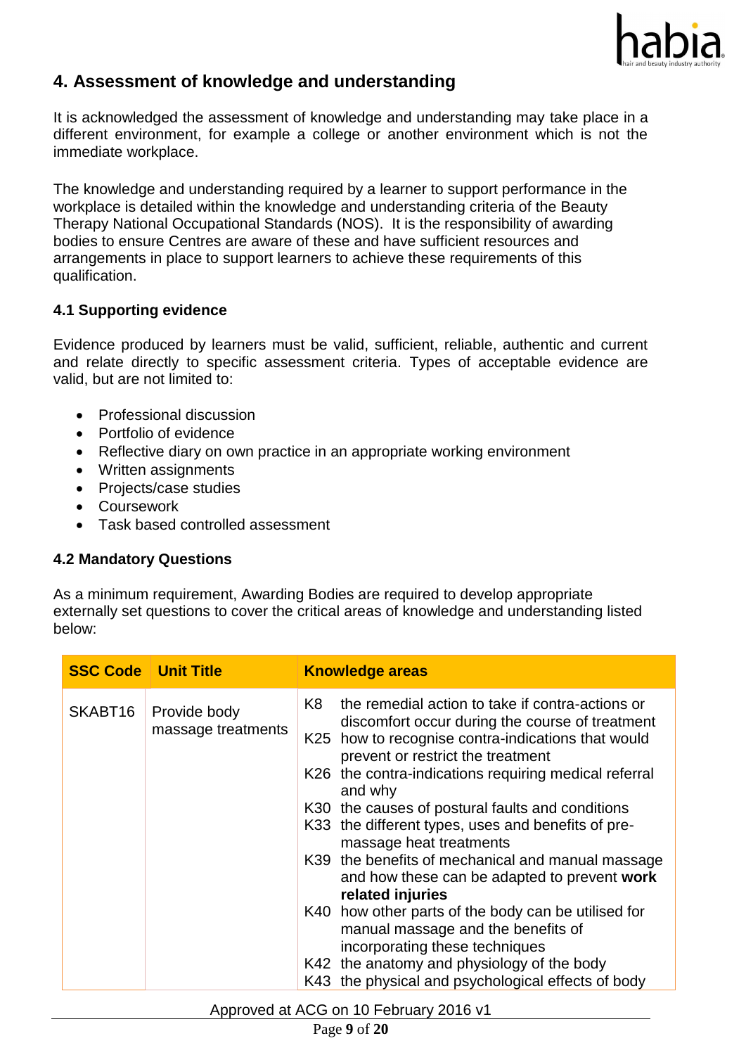## 4. Assessment of knowledge and understanding

It is acknowledged the assessment of knowledge and understanding may take place in a different environment, for example a college or another environment which is not the immediate workplace.

The knowledge and understanding required by a learner to support performance in the workplace is detailed within the knowledge and understanding criteria of the Beauty Therapy National Occupational Standards (NOS). It is the responsibility of awarding bodies to ensure Centres are aware of these and have sufficient resources and arrangements in place to support learners to achieve these requirements of this qualification.

### 4.1 Supporting evidence

Evidence produced by learners must be valid, sufficient, reliable, authentic and current and relate directly to specific assessment criteria. Types of acceptable evidence are valid, but are not limited to:

- Professional discussion
- Portfolio of evidence
- Reflective diary on own practice in an appropriate working environment
- Written assignments
- Projects/case studies
- Coursework
- Task based controlled assessment

### 4.2 Mandatory Questions

As a minimum requirement, Awarding Bodies are required to develop appropriate externally set questions to cover the critical areas of knowledge and understanding listed below:

| SSC Code | Unit Title | Knowledge areas |
|---|---|---|
| SKABT16 | Provide body massage treatments | K8 the remedial action to take if contra-actions or discomfort occur during the course of treatment<br>K25 how to recognise contra-indications that would prevent or restrict the treatment<br>K26 the contra-indications requiring medical referral and why<br>K30 the causes of postural faults and conditions<br>K33 the different types, uses and benefits of pre-massage heat treatments<br>K39 the benefits of mechanical and manual massage and how these can be adapted to prevent **work related injuries**<br>K40 how other parts of the body can be utilised for manual massage and the benefits of incorporating these techniques<br>K42 the anatomy and physiology of the body<br>K43 the physical and psychological effects of body |

Approved at ACG on 10 February 2016 v1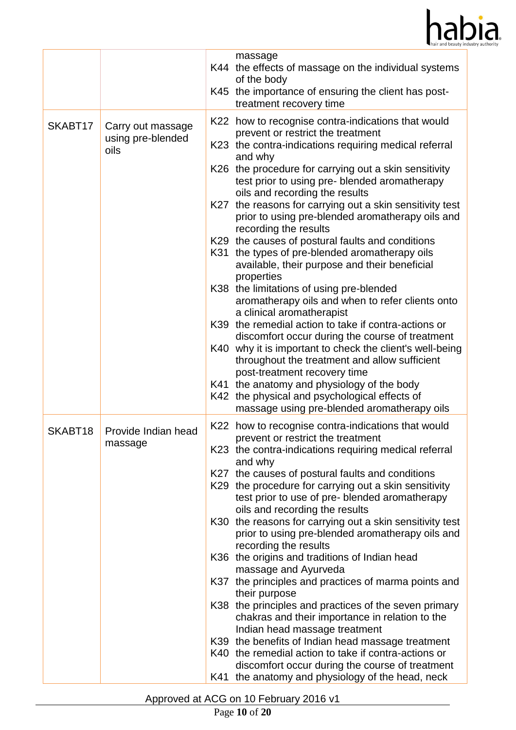| | | |
|---|---|---|
| | | massage<br>K44 the effects of massage on the individual systems of the body<br>K45 the importance of ensuring the client has post-treatment recovery time |
| SKABT17 | Carry out massage using pre-blended oils | K22 how to recognise contra-indications that would prevent or restrict the treatment<br>K23 the contra-indications requiring medical referral and why<br>K26 the procedure for carrying out a skin sensitivity test prior to using pre- blended aromatherapy oils and recording the results<br>K27 the reasons for carrying out a skin sensitivity test prior to using pre-blended aromatherapy oils and recording the results<br>K29 the causes of postural faults and conditions<br>K31 the types of pre-blended aromatherapy oils available, their purpose and their beneficial properties<br>K38 the limitations of using pre-blended aromatherapy oils and when to refer clients onto a clinical aromatherapist<br>K39 the remedial action to take if contra-actions or discomfort occur during the course of treatment<br>K40 why it is important to check the client's well-being throughout the treatment and allow sufficient post-treatment recovery time<br>K41 the anatomy and physiology of the body<br>K42 the physical and psychological effects of massage using pre-blended aromatherapy oils |
| SKABT18 | Provide Indian head massage | K22 how to recognise contra-indications that would prevent or restrict the treatment<br>K23 the contra-indications requiring medical referral and why<br>K27 the causes of postural faults and conditions<br>K29 the procedure for carrying out a skin sensitivity test prior to use of pre- blended aromatherapy oils and recording the results<br>K30 the reasons for carrying out a skin sensitivity test prior to using pre-blended aromatherapy oils and recording the results<br>K36 the origins and traditions of Indian head massage and Ayurveda<br>K37 the principles and practices of marma points and their purpose<br>K38 the principles and practices of the seven primary chakras and their importance in relation to the Indian head massage treatment<br>K39 the benefits of Indian head massage treatment<br>K40 the remedial action to take if contra-actions or discomfort occur during the course of treatment<br>K41 the anatomy and physiology of the head, neck |

Approved at ACG on 10 February 2016 v1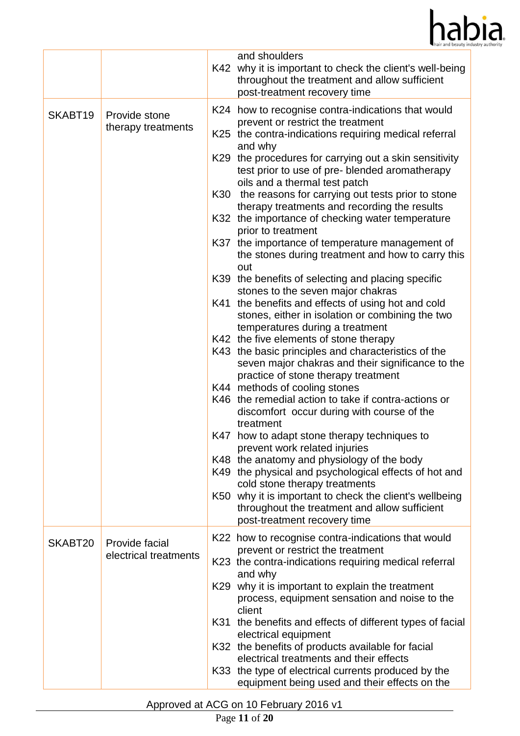| | | |
|---|---|---|
| | | and shoulders<br>K42 why it is important to check the client's well-being throughout the treatment and allow sufficient post-treatment recovery time |
| SKABT19 | Provide stone therapy treatments | K24 how to recognise contra-indications that would prevent or restrict the treatment<br>K25 the contra-indications requiring medical referral and why<br>K29 the procedures for carrying out a skin sensitivity test prior to use of pre- blended aromatherapy oils and a thermal test patch<br>K30 the reasons for carrying out tests prior to stone therapy treatments and recording the results<br>K32 the importance of checking water temperature prior to treatment<br>K37 the importance of temperature management of the stones during treatment and how to carry this out<br>K39 the benefits of selecting and placing specific stones to the seven major chakras<br>K41 the benefits and effects of using hot and cold stones, either in isolation or combining the two temperatures during a treatment<br>K42 the five elements of stone therapy<br>K43 the basic principles and characteristics of the seven major chakras and their significance to the practice of stone therapy treatment<br>K44 methods of cooling stones<br>K46 the remedial action to take if contra-actions or discomfort occur during with course of the treatment<br>K47 how to adapt stone therapy techniques to prevent work related injuries<br>K48 the anatomy and physiology of the body<br>K49 the physical and psychological effects of hot and cold stone therapy treatments<br>K50 why it is important to check the client's wellbeing throughout the treatment and allow sufficient post-treatment recovery time |
| SKABT20 | Provide facial electrical treatments | K22 how to recognise contra-indications that would prevent or restrict the treatment<br>K23 the contra-indications requiring medical referral and why<br>K29 why it is important to explain the treatment process, equipment sensation and noise to the client<br>K31 the benefits and effects of different types of facial electrical equipment<br>K32 the benefits of products available for facial electrical treatments and their effects<br>K33 the type of electrical currents produced by the equipment being used and their effects on the |

Approved at ACG on 10 February 2016 v1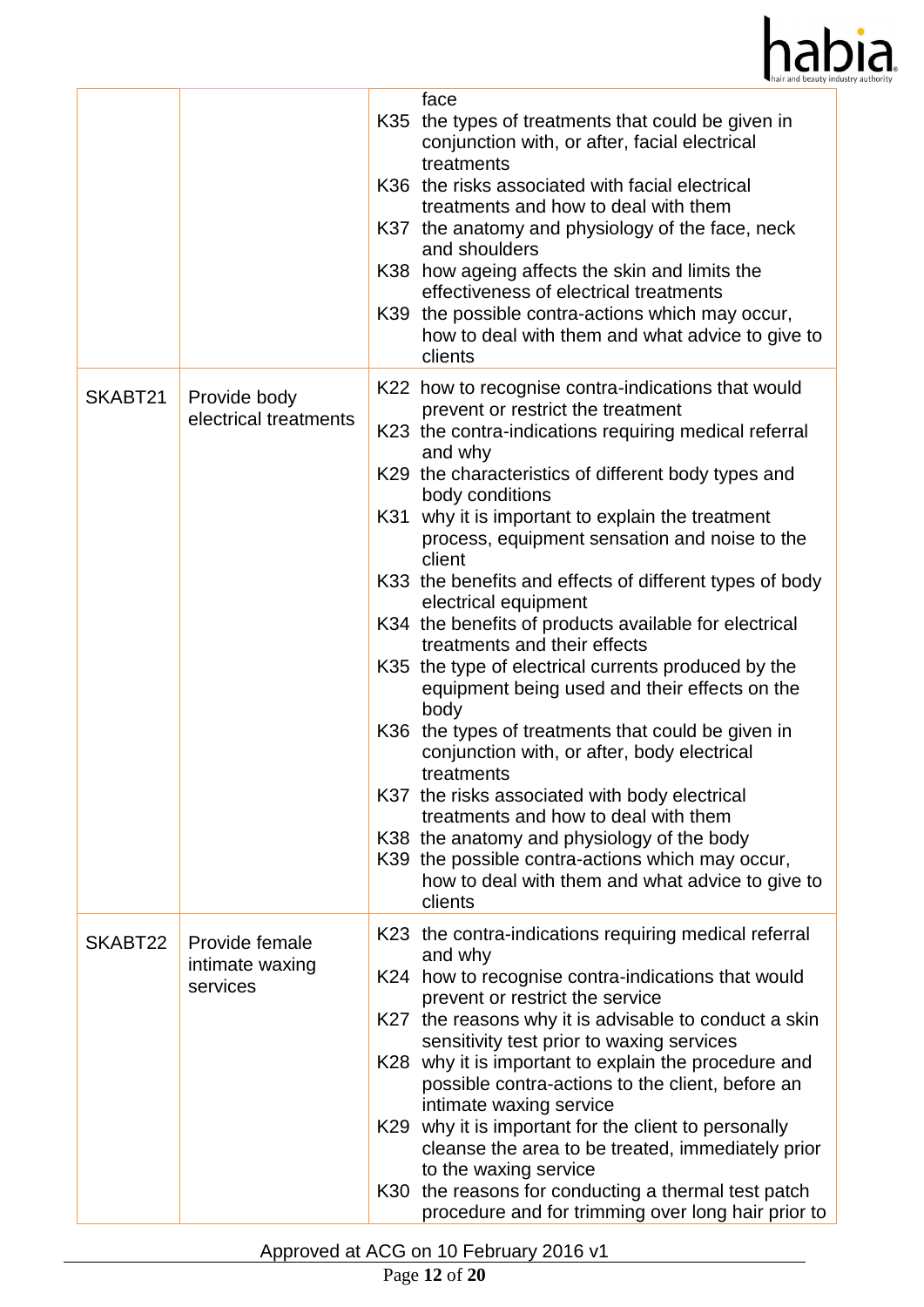| | | |
|---|---|---|
| | | face<br>K35 the types of treatments that could be given in conjunction with, or after, facial electrical treatments<br>K36 the risks associated with facial electrical treatments and how to deal with them<br>K37 the anatomy and physiology of the face, neck and shoulders<br>K38 how ageing affects the skin and limits the effectiveness of electrical treatments<br>K39 the possible contra-actions which may occur, how to deal with them and what advice to give to clients |
| SKABT21 | Provide body electrical treatments | K22 how to recognise contra-indications that would prevent or restrict the treatment<br>K23 the contra-indications requiring medical referral and why<br>K29 the characteristics of different body types and body conditions<br>K31 why it is important to explain the treatment process, equipment sensation and noise to the client<br>K33 the benefits and effects of different types of body electrical equipment<br>K34 the benefits of products available for electrical treatments and their effects<br>K35 the type of electrical currents produced by the equipment being used and their effects on the body<br>K36 the types of treatments that could be given in conjunction with, or after, body electrical treatments<br>K37 the risks associated with body electrical treatments and how to deal with them<br>K38 the anatomy and physiology of the body<br>K39 the possible contra-actions which may occur, how to deal with them and what advice to give to clients |
| SKABT22 | Provide female intimate waxing services | K23 the contra-indications requiring medical referral and why<br>K24 how to recognise contra-indications that would prevent or restrict the service<br>K27 the reasons why it is advisable to conduct a skin sensitivity test prior to waxing services<br>K28 why it is important to explain the procedure and possible contra-actions to the client, before an intimate waxing service<br>K29 why it is important for the client to personally cleanse the area to be treated, immediately prior to the waxing service<br>K30 the reasons for conducting a thermal test patch procedure and for trimming over long hair prior to |

Approved at ACG on 10 February 2016 v1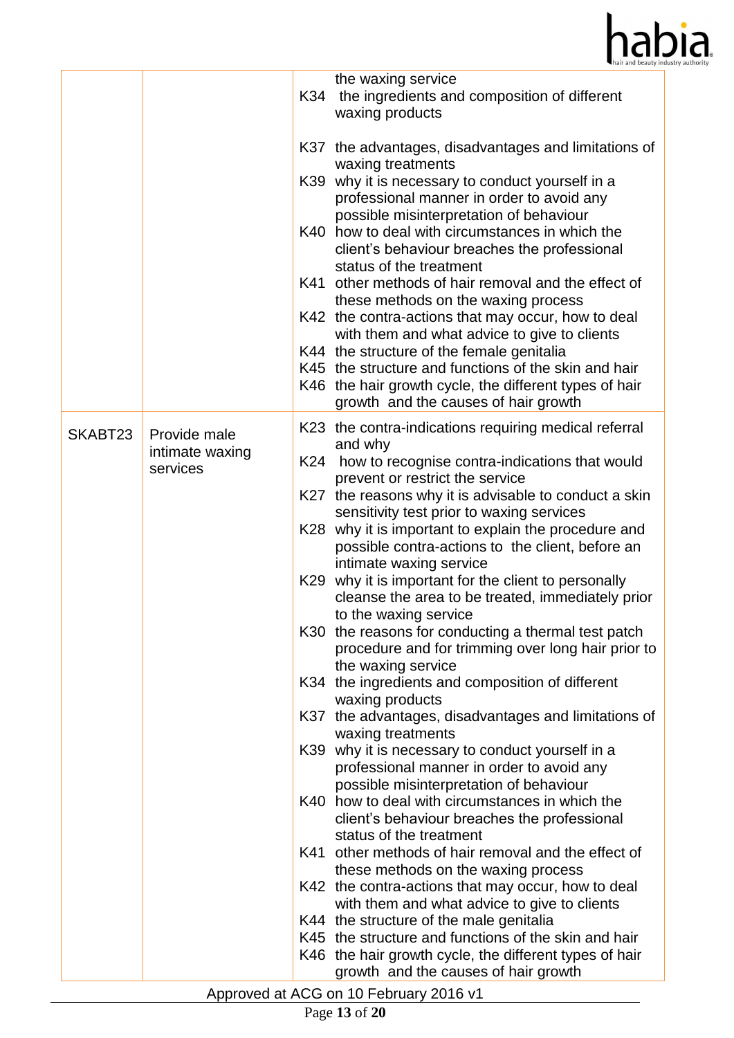| | | |
|---|---|---|
| | | the waxing service<br>K34 the ingredients and composition of different waxing products<br><br>K37 the advantages, disadvantages and limitations of waxing treatments<br>K39 why it is necessary to conduct yourself in a professional manner in order to avoid any possible misinterpretation of behaviour<br>K40 how to deal with circumstances in which the client's behaviour breaches the professional status of the treatment<br>K41 other methods of hair removal and the effect of these methods on the waxing process<br>K42 the contra-actions that may occur, how to deal with them and what advice to give to clients<br>K44 the structure of the female genitalia<br>K45 the structure and functions of the skin and hair<br>K46 the hair growth cycle, the different types of hair growth and the causes of hair growth |
| SKABT23 | Provide male intimate waxing services | K23 the contra-indications requiring medical referral and why<br>K24 how to recognise contra-indications that would prevent or restrict the service<br>K27 the reasons why it is advisable to conduct a skin sensitivity test prior to waxing services<br>K28 why it is important to explain the procedure and possible contra-actions to the client, before an intimate waxing service<br>K29 why it is important for the client to personally cleanse the area to be treated, immediately prior to the waxing service<br>K30 the reasons for conducting a thermal test patch procedure and for trimming over long hair prior to the waxing service<br>K34 the ingredients and composition of different waxing products<br>K37 the advantages, disadvantages and limitations of waxing treatments<br>K39 why it is necessary to conduct yourself in a professional manner in order to avoid any possible misinterpretation of behaviour<br>K40 how to deal with circumstances in which the client's behaviour breaches the professional status of the treatment<br>K41 other methods of hair removal and the effect of these methods on the waxing process<br>K42 the contra-actions that may occur, how to deal with them and what advice to give to clients<br>K44 the structure of the male genitalia<br>K45 the structure and functions of the skin and hair<br>K46 the hair growth cycle, the different types of hair growth and the causes of hair growth |

Approved at ACG on 10 February 2016 v1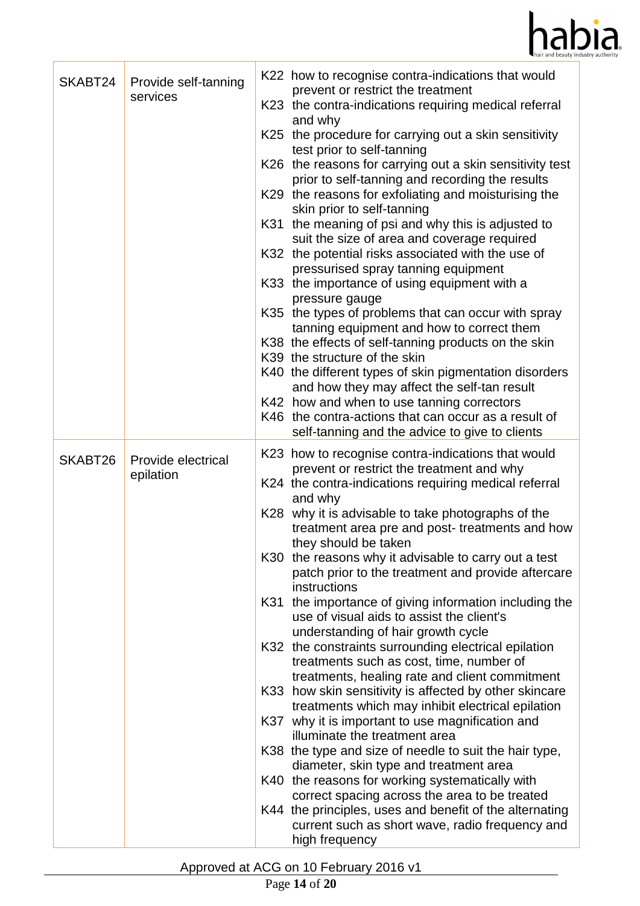| | | |
|---|---|---|
| SKABT24 | Provide self-tanning services | K22 how to recognise contra-indications that would prevent or restrict the treatment<br>K23 the contra-indications requiring medical referral and why<br>K25 the procedure for carrying out a skin sensitivity test prior to self-tanning<br>K26 the reasons for carrying out a skin sensitivity test prior to self-tanning and recording the results<br>K29 the reasons for exfoliating and moisturising the skin prior to self-tanning<br>K31 the meaning of psi and why this is adjusted to suit the size of area and coverage required<br>K32 the potential risks associated with the use of pressurised spray tanning equipment<br>K33 the importance of using equipment with a pressure gauge<br>K35 the types of problems that can occur with spray tanning equipment and how to correct them<br>K38 the effects of self-tanning products on the skin<br>K39 the structure of the skin<br>K40 the different types of skin pigmentation disorders and how they may affect the self-tan result<br>K42 how and when to use tanning correctors<br>K46 the contra-actions that can occur as a result of self-tanning and the advice to give to clients |
| SKABT26 | Provide electrical epilation | K23 how to recognise contra-indications that would prevent or restrict the treatment and why<br>K24 the contra-indications requiring medical referral and why<br>K28 why it is advisable to take photographs of the treatment area pre and post- treatments and how they should be taken<br>K30 the reasons why it advisable to carry out a test patch prior to the treatment and provide aftercare instructions<br>K31 the importance of giving information including the use of visual aids to assist the client's understanding of hair growth cycle<br>K32 the constraints surrounding electrical epilation treatments such as cost, time, number of treatments, healing rate and client commitment<br>K33 how skin sensitivity is affected by other skincare treatments which may inhibit electrical epilation<br>K37 why it is important to use magnification and illuminate the treatment area<br>K38 the type and size of needle to suit the hair type, diameter, skin type and treatment area<br>K40 the reasons for working systematically with correct spacing across the area to be treated<br>K44 the principles, uses and benefit of the alternating current such as short wave, radio frequency and high frequency |

Approved at ACG on 10 February 2016 v1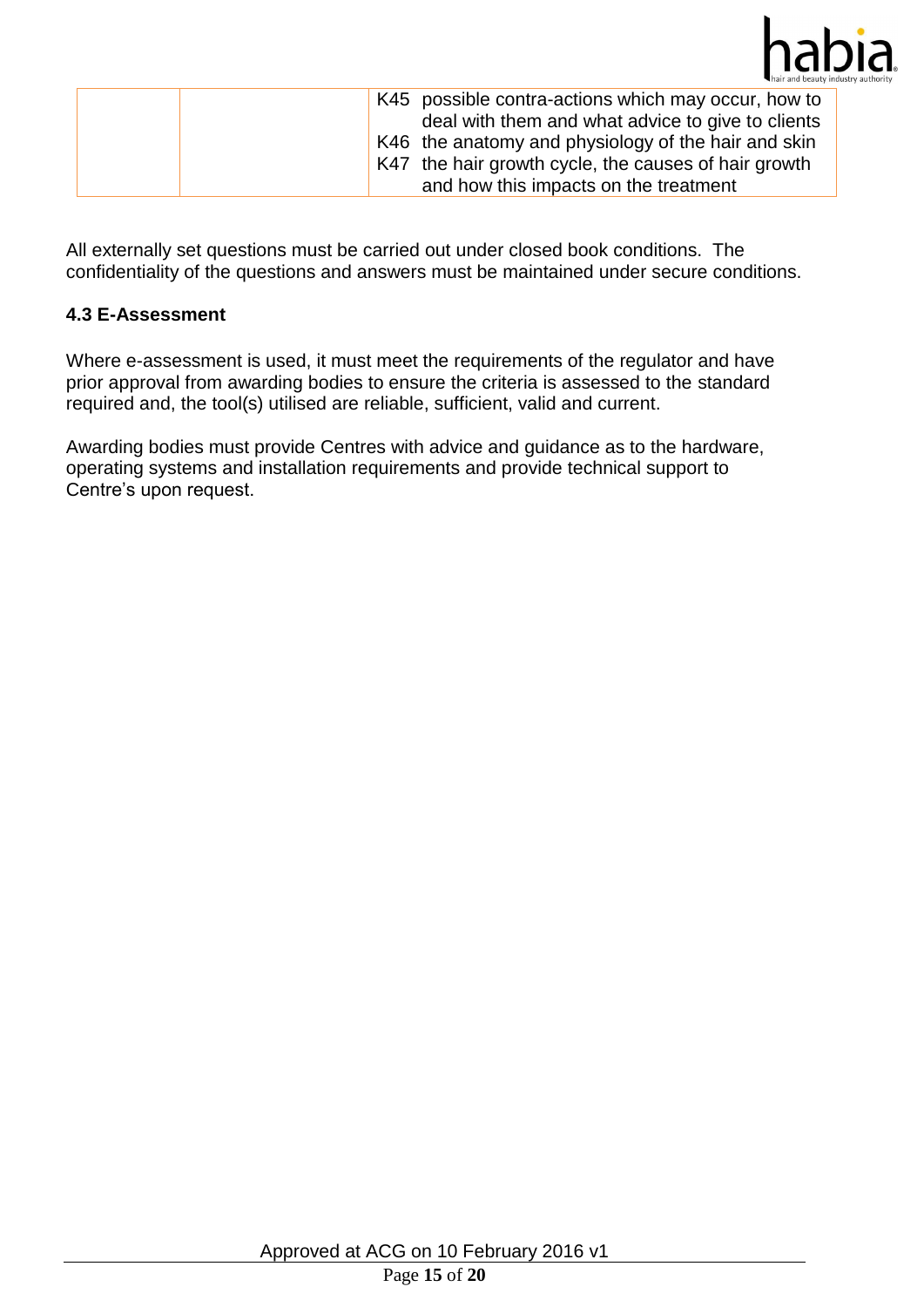| | | K45 possible contra-actions which may occur, how to deal with them and what advice to give to clients<br>K46 the anatomy and physiology of the hair and skin<br>K47 the hair growth cycle, the causes of hair growth and how this impacts on the treatment |
|---|---|---|

All externally set questions must be carried out under closed book conditions. The confidentiality of the questions and answers must be maintained under secure conditions.

### 4.3 E-Assessment

Where e-assessment is used, it must meet the requirements of the regulator and have prior approval from awarding bodies to ensure the criteria is assessed to the standard required and, the tool(s) utilised are reliable, sufficient, valid and current.

Awarding bodies must provide Centres with advice and guidance as to the hardware, operating systems and installation requirements and provide technical support to Centre's upon request.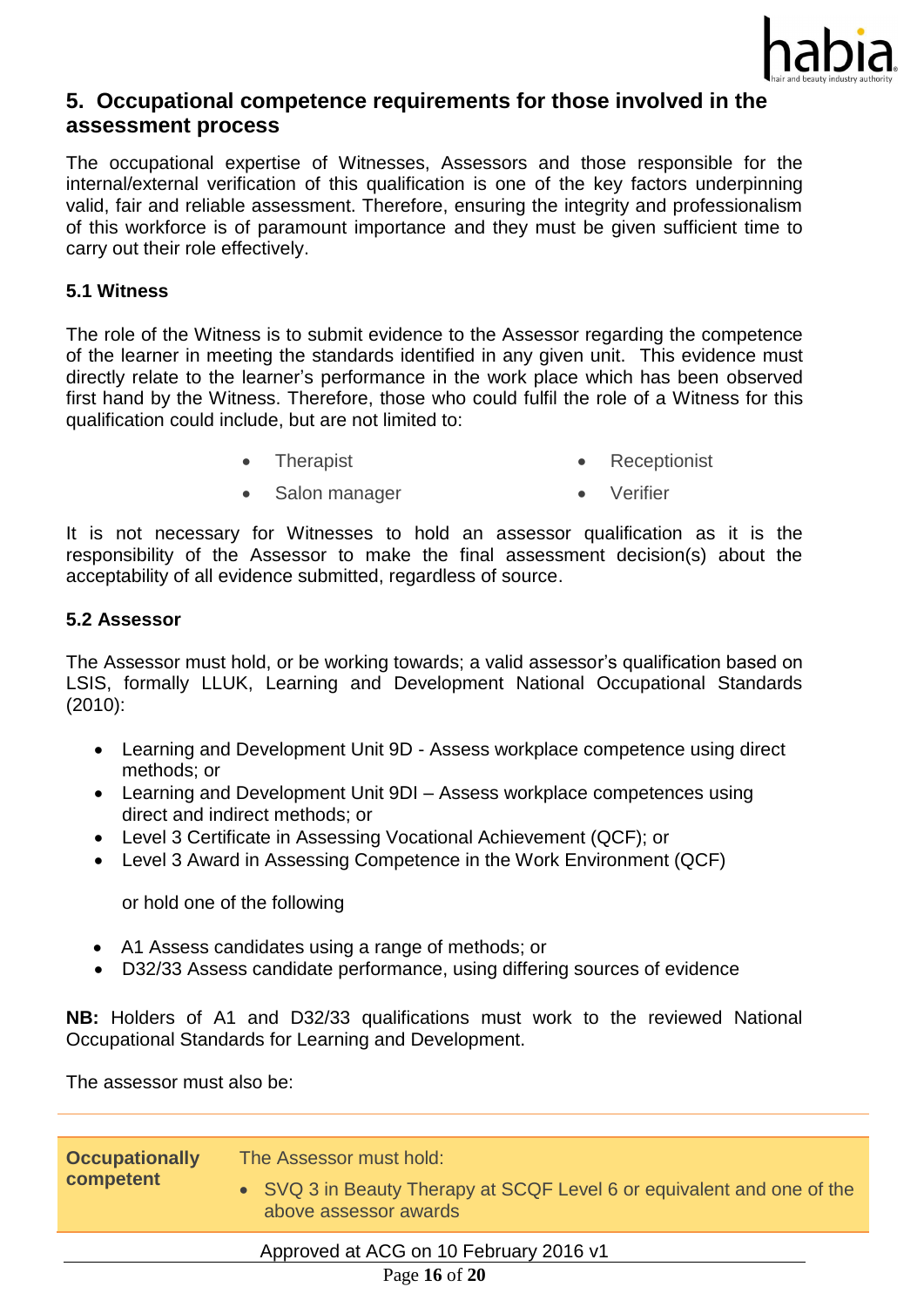## 5. Occupational competence requirements for those involved in the assessment process

The occupational expertise of Witnesses, Assessors and those responsible for the internal/external verification of this qualification is one of the key factors underpinning valid, fair and reliable assessment. Therefore, ensuring the integrity and professionalism of this workforce is of paramount importance and they must be given sufficient time to carry out their role effectively.

### 5.1 Witness

The role of the Witness is to submit evidence to the Assessor regarding the competence of the learner in meeting the standards identified in any given unit. This evidence must directly relate to the learner's performance in the work place which has been observed first hand by the Witness. Therefore, those who could fulfil the role of a Witness for this qualification could include, but are not limited to:

- Therapist
- Salon manager
- Receptionist
- Verifier

It is not necessary for Witnesses to hold an assessor qualification as it is the responsibility of the Assessor to make the final assessment decision(s) about the acceptability of all evidence submitted, regardless of source.

### 5.2 Assessor

The Assessor must hold, or be working towards; a valid assessor's qualification based on LSIS, formally LLUK, Learning and Development National Occupational Standards (2010):

- Learning and Development Unit 9D - Assess workplace competence using direct methods; or
- Learning and Development Unit 9DI – Assess workplace competences using direct and indirect methods; or
- Level 3 Certificate in Assessing Vocational Achievement (QCF); or
- Level 3 Award in Assessing Competence in the Work Environment (QCF)

or hold one of the following

- A1 Assess candidates using a range of methods; or
- D32/33 Assess candidate performance, using differing sources of evidence

**NB:** Holders of A1 and D32/33 qualifications must work to the reviewed National Occupational Standards for Learning and Development.

The assessor must also be:

| | |
|---|---|
| **Occupationally competent** | The Assessor must hold:<br>• SVQ 3 in Beauty Therapy at SCQF Level 6 or equivalent and one of the above assessor awards |

Approved at ACG on 10 February 2016 v1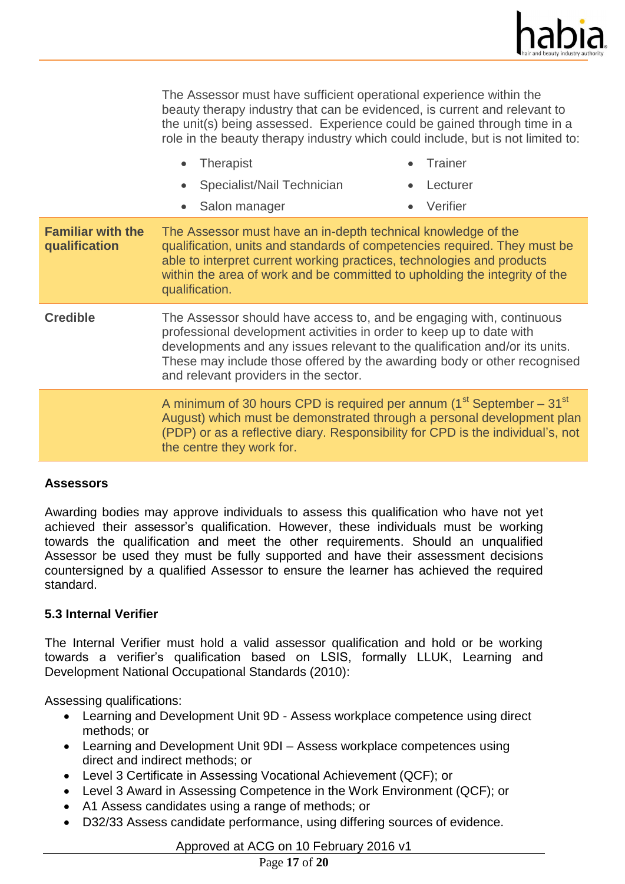| | |
|---|---|
| | The Assessor must have sufficient operational experience within the beauty therapy industry that can be evidenced, is current and relevant to the unit(s) being assessed. Experience could be gained through time in a role in the beauty therapy industry which could include, but is not limited to:<br>• Therapist<br>• Specialist/Nail Technician<br>• Salon manager<br>• Trainer<br>• Lecturer<br>• Verifier |
| **Familiar with the qualification** | The Assessor must have an in-depth technical knowledge of the qualification, units and standards of competencies required. They must be able to interpret current working practices, technologies and products within the area of work and be committed to upholding the integrity of the qualification. |
| **Credible** | The Assessor should have access to, and be engaging with, continuous professional development activities in order to keep up to date with developments and any issues relevant to the qualification and/or its units. These may include those offered by the awarding body or other recognised and relevant providers in the sector. |
| | A minimum of 30 hours CPD is required per annum (1st September – 31st August) which must be demonstrated through a personal development plan (PDP) or as a reflective diary. Responsibility for CPD is the individual's, not the centre they work for. |

**Assessors**

Awarding bodies may approve individuals to assess this qualification who have not yet achieved their assessor's qualification. However, these individuals must be working towards the qualification and meet the other requirements. Should an unqualified Assessor be used they must be fully supported and have their assessment decisions countersigned by a qualified Assessor to ensure the learner has achieved the required standard.

### 5.3 Internal Verifier

The Internal Verifier must hold a valid assessor qualification and hold or be working towards a verifier's qualification based on LSIS, formally LLUK, Learning and Development National Occupational Standards (2010):

Assessing qualifications:

- Learning and Development Unit 9D - Assess workplace competence using direct methods; or
- Learning and Development Unit 9DI – Assess workplace competences using direct and indirect methods; or
- Level 3 Certificate in Assessing Vocational Achievement (QCF); or
- Level 3 Award in Assessing Competence in the Work Environment (QCF); or
- A1 Assess candidates using a range of methods; or
- D32/33 Assess candidate performance, using differing sources of evidence.

Approved at ACG on 10 February 2016 v1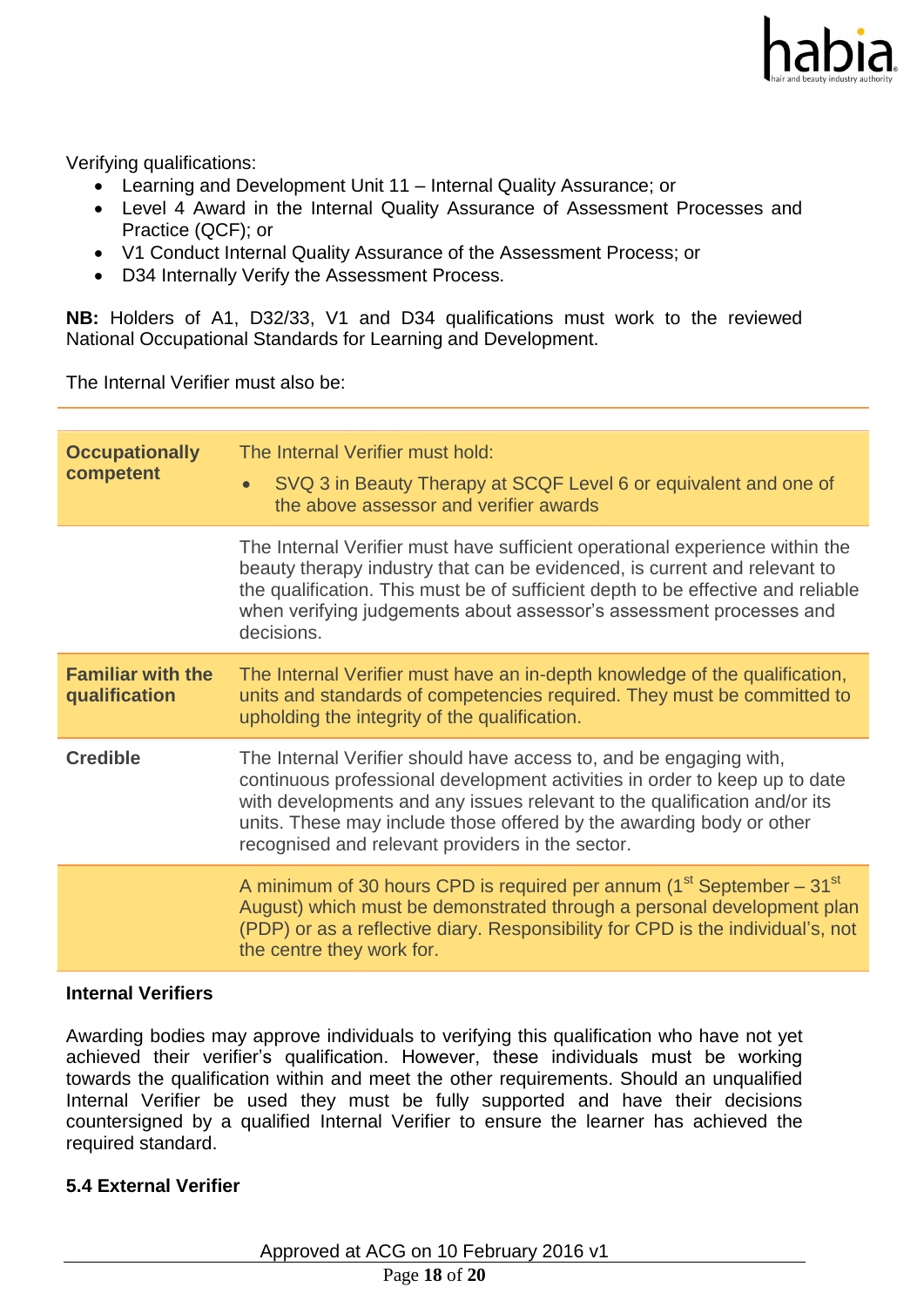Verifying qualifications:

- Learning and Development Unit 11 – Internal Quality Assurance; or
- Level 4 Award in the Internal Quality Assurance of Assessment Processes and Practice (QCF); or
- V1 Conduct Internal Quality Assurance of the Assessment Process; or
- D34 Internally Verify the Assessment Process.

**NB:** Holders of A1, D32/33, V1 and D34 qualifications must work to the reviewed National Occupational Standards for Learning and Development.

The Internal Verifier must also be:

| | |
|---|---|
| **Occupationally competent** | The Internal Verifier must hold:<br>• SVQ 3 in Beauty Therapy at SCQF Level 6 or equivalent and one of the above assessor and verifier awards |
| | The Internal Verifier must have sufficient operational experience within the beauty therapy industry that can be evidenced, is current and relevant to the qualification. This must be of sufficient depth to be effective and reliable when verifying judgements about assessor's assessment processes and decisions. |
| **Familiar with the qualification** | The Internal Verifier must have an in-depth knowledge of the qualification, units and standards of competencies required. They must be committed to upholding the integrity of the qualification. |
| **Credible** | The Internal Verifier should have access to, and be engaging with, continuous professional development activities in order to keep up to date with developments and any issues relevant to the qualification and/or its units. These may include those offered by the awarding body or other recognised and relevant providers in the sector. |
| | A minimum of 30 hours CPD is required per annum (1st September – 31st August) which must be demonstrated through a personal development plan (PDP) or as a reflective diary. Responsibility for CPD is the individual's, not the centre they work for. |

**Internal Verifiers**

Awarding bodies may approve individuals to verifying this qualification who have not yet achieved their verifier's qualification. However, these individuals must be working towards the qualification within and meet the other requirements. Should an unqualified Internal Verifier be used they must be fully supported and have their decisions countersigned by a qualified Internal Verifier to ensure the learner has achieved the required standard.

**5.4 External Verifier**

Approved at ACG on 10 February 2016 v1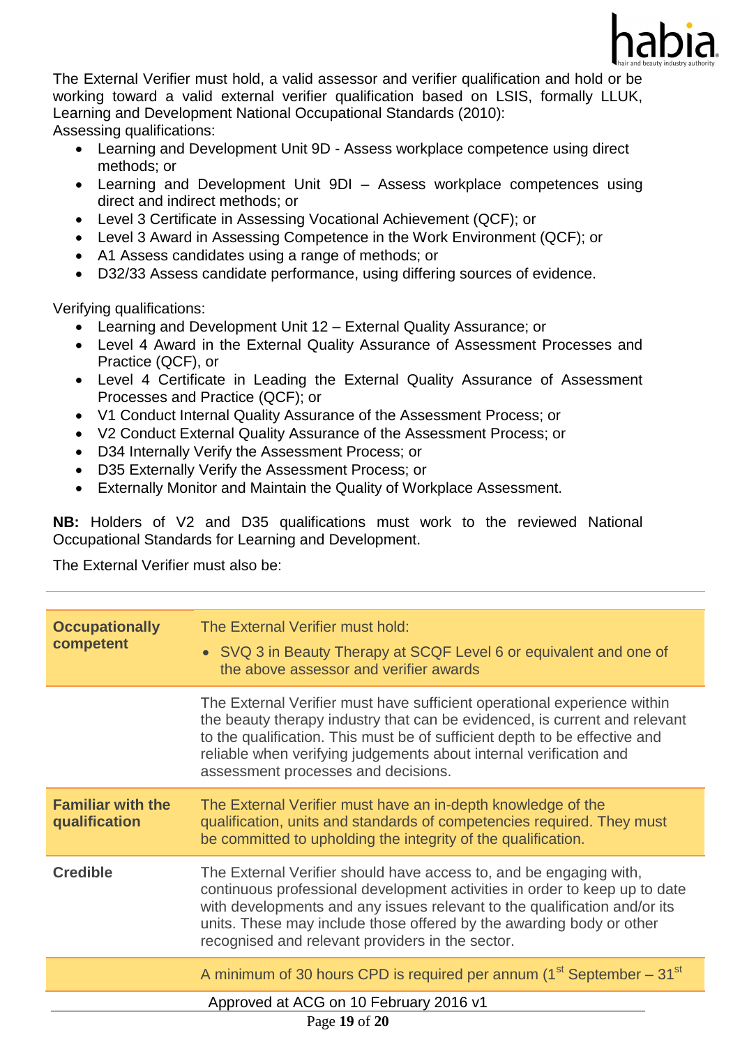The External Verifier must hold, a valid assessor and verifier qualification and hold or be working toward a valid external verifier qualification based on LSIS, formally LLUK, Learning and Development National Occupational Standards (2010):
Assessing qualifications:

- Learning and Development Unit 9D - Assess workplace competence using direct methods; or
- Learning and Development Unit 9DI – Assess workplace competences using direct and indirect methods; or
- Level 3 Certificate in Assessing Vocational Achievement (QCF); or
- Level 3 Award in Assessing Competence in the Work Environment (QCF); or
- A1 Assess candidates using a range of methods; or
- D32/33 Assess candidate performance, using differing sources of evidence.

Verifying qualifications:

- Learning and Development Unit 12 – External Quality Assurance; or
- Level 4 Award in the External Quality Assurance of Assessment Processes and Practice (QCF), or
- Level 4 Certificate in Leading the External Quality Assurance of Assessment Processes and Practice (QCF); or
- V1 Conduct Internal Quality Assurance of the Assessment Process; or
- V2 Conduct External Quality Assurance of the Assessment Process; or
- D34 Internally Verify the Assessment Process; or
- D35 Externally Verify the Assessment Process; or
- Externally Monitor and Maintain the Quality of Workplace Assessment.

**NB:** Holders of V2 and D35 qualifications must work to the reviewed National Occupational Standards for Learning and Development.

The External Verifier must also be:

| | |
|---|---|
| **Occupationally competent** | The External Verifier must hold: <br>• SVQ 3 in Beauty Therapy at SCQF Level 6 or equivalent and one of the above assessor and verifier awards |
| | The External Verifier must have sufficient operational experience within the beauty therapy industry that can be evidenced, is current and relevant to the qualification. This must be of sufficient depth to be effective and reliable when verifying judgements about internal verification and assessment processes and decisions. |
| **Familiar with the qualification** | The External Verifier must have an in-depth knowledge of the qualification, units and standards of competencies required. They must be committed to upholding the integrity of the qualification. |
| **Credible** | The External Verifier should have access to, and be engaging with, continuous professional development activities in order to keep up to date with developments and any issues relevant to the qualification and/or its units. These may include those offered by the awarding body or other recognised and relevant providers in the sector. |
| | A minimum of 30 hours CPD is required per annum (1st September – 31st |

Approved at ACG on 10 February 2016 v1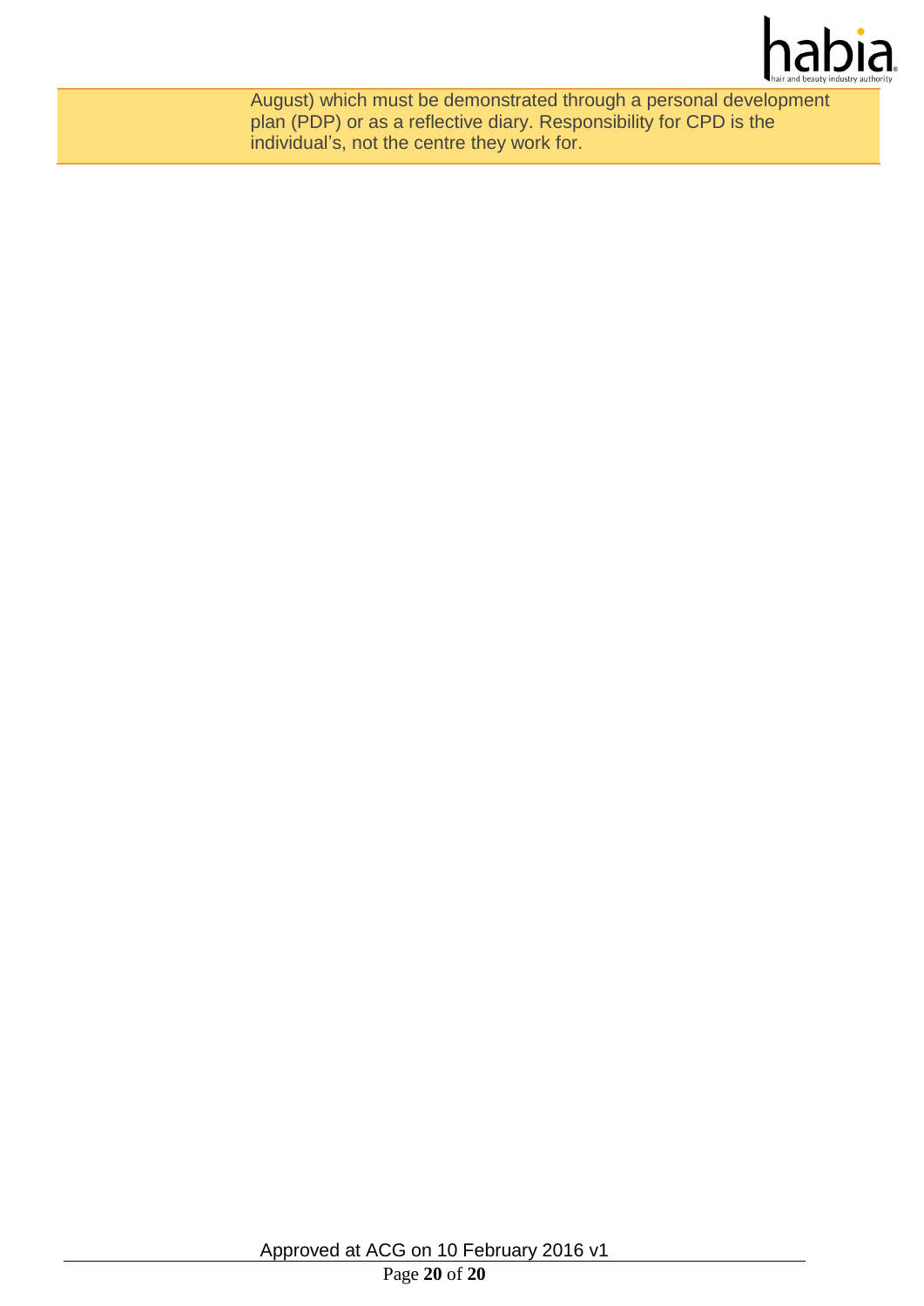August) which must be demonstrated through a personal development plan (PDP) or as a reflective diary. Responsibility for CPD is the individual's, not the centre they work for.